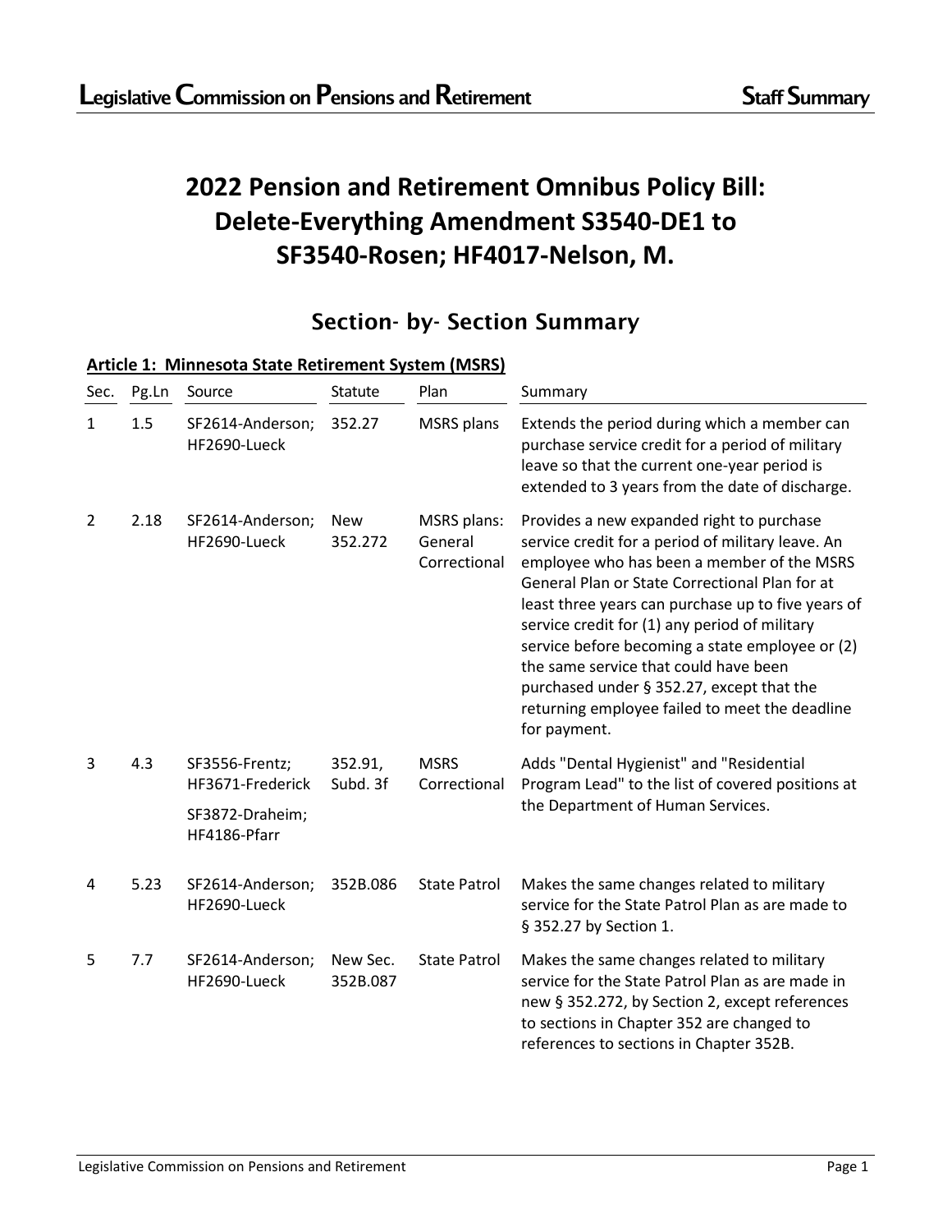# 2022 Pension and Retirement Omnibus Policy Bill: Delete-Everything Amendment S3540-DE1 to SF3540-Rosen; HF4017-Nelson, M.

## Section- by- Section Summary

**Article 1: Minnesota State Retirement System (MSRS)**

| Sec. | Pg.Ln | Source | Statute | Plan | Summary |
|---|---|---|---|---|---|
| 1 | 1.5 | SF2614-Anderson; HF2690-Lueck | 352.27 | MSRS plans | Extends the period during which a member can purchase service credit for a period of military leave so that the current one-year period is extended to 3 years from the date of discharge. |
| 2 | 2.18 | SF2614-Anderson; HF2690-Lueck | New 352.272 | MSRS plans: General Correctional | Provides a new expanded right to purchase service credit for a period of military leave. An employee who has been a member of the MSRS General Plan or State Correctional Plan for at least three years can purchase up to five years of service credit for (1) any period of military service before becoming a state employee or (2) the same service that could have been purchased under § 352.27, except that the returning employee failed to meet the deadline for payment. |
| 3 | 4.3 | SF3556-Frentz; HF3671-Frederick<br>SF3872-Draheim; HF4186-Pfarr | 352.91, Subd. 3f | MSRS Correctional | Adds "Dental Hygienist" and "Residential Program Lead" to the list of covered positions at the Department of Human Services. |
| 4 | 5.23 | SF2614-Anderson; HF2690-Lueck | 352B.086 | State Patrol | Makes the same changes related to military service for the State Patrol Plan as are made to § 352.27 by Section 1. |
| 5 | 7.7 | SF2614-Anderson; HF2690-Lueck | New Sec. 352B.087 | State Patrol | Makes the same changes related to military service for the State Patrol Plan as are made in new § 352.272, by Section 2, except references to sections in Chapter 352 are changed to references to sections in Chapter 352B. |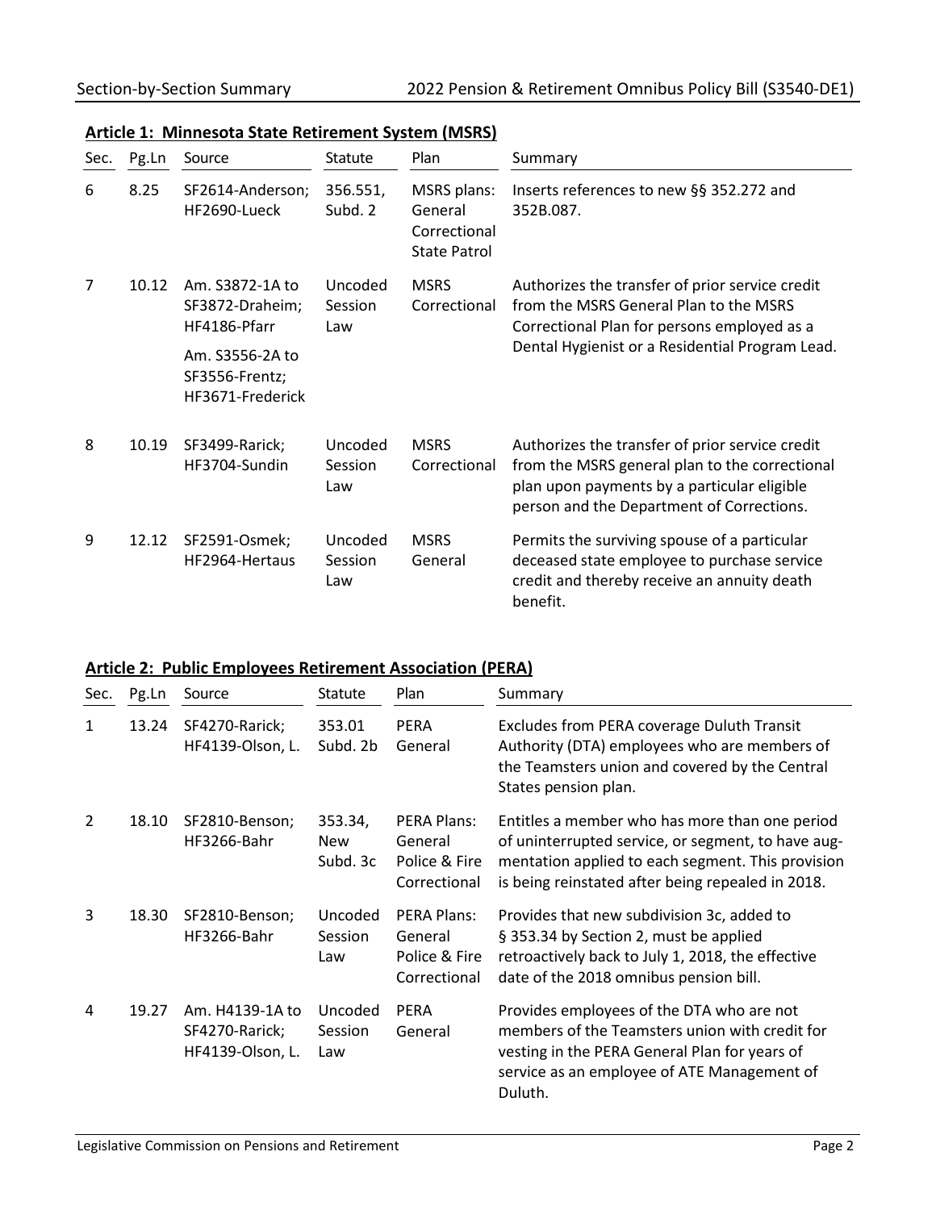## Article 1: Minnesota State Retirement System (MSRS)

| Sec. | Pg.Ln | Source | Statute | Plan | Summary |
|---|---|---|---|---|---|
| 6 | 8.25 | SF2614-Anderson; HF2690-Lueck | 356.551, Subd. 2 | MSRS plans: General Correctional State Patrol | Inserts references to new §§ 352.272 and 352B.087. |
| 7 | 10.12 | Am. S3872-1A to SF3872-Draheim; HF4186-Pfarr<br>Am. S3556-2A to SF3556-Frentz; HF3671-Frederick | Uncoded Session Law | MSRS Correctional | Authorizes the transfer of prior service credit from the MSRS General Plan to the MSRS Correctional Plan for persons employed as a Dental Hygienist or a Residential Program Lead. |
| 8 | 10.19 | SF3499-Rarick; HF3704-Sundin | Uncoded Session Law | MSRS Correctional | Authorizes the transfer of prior service credit from the MSRS general plan to the correctional plan upon payments by a particular eligible person and the Department of Corrections. |
| 9 | 12.12 | SF2591-Osmek; HF2964-Hertaus | Uncoded Session Law | MSRS General | Permits the surviving spouse of a particular deceased state employee to purchase service credit and thereby receive an annuity death benefit. |

## Article 2: Public Employees Retirement Association (PERA)

| Sec. | Pg.Ln | Source | Statute | Plan | Summary |
|---|---|---|---|---|---|
| 1 | 13.24 | SF4270-Rarick; HF4139-Olson, L. | 353.01 Subd. 2b | PERA General | Excludes from PERA coverage Duluth Transit Authority (DTA) employees who are members of the Teamsters union and covered by the Central States pension plan. |
| 2 | 18.10 | SF2810-Benson; HF3266-Bahr | 353.34, New Subd. 3c | PERA Plans: General Police & Fire Correctional | Entitles a member who has more than one period of uninterrupted service, or segment, to have augmentation applied to each segment. This provision is being reinstated after being repealed in 2018. |
| 3 | 18.30 | SF2810-Benson; HF3266-Bahr | Uncoded Session Law | PERA Plans: General Police & Fire Correctional | Provides that new subdivision 3c, added to § 353.34 by Section 2, must be applied retroactively back to July 1, 2018, the effective date of the 2018 omnibus pension bill. |
| 4 | 19.27 | Am. H4139-1A to SF4270-Rarick; HF4139-Olson, L. | Uncoded Session Law | PERA General | Provides employees of the DTA who are not members of the Teamsters union with credit for vesting in the PERA General Plan for years of service as an employee of ATE Management of Duluth. |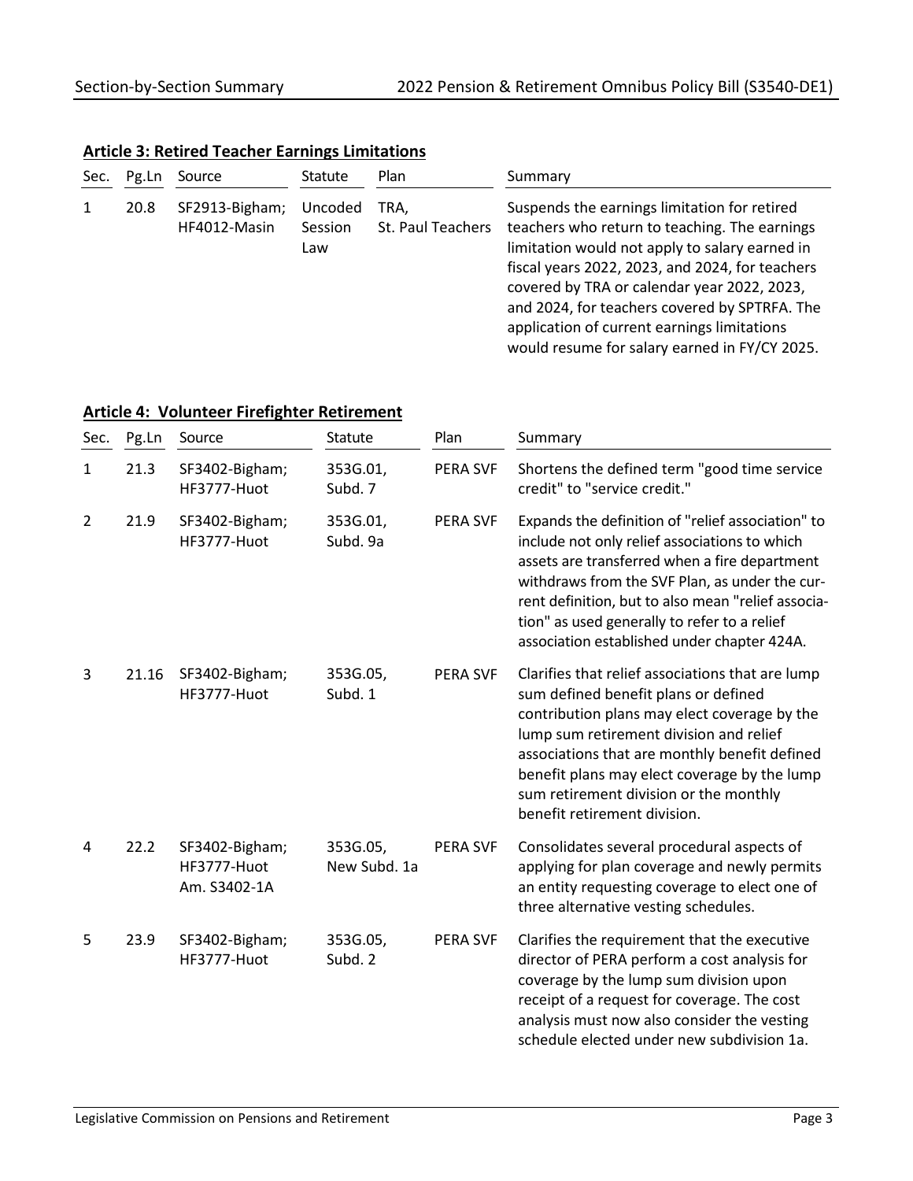**Article 3: Retired Teacher Earnings Limitations**

| Sec. | Pg.Ln | Source | Statute | Plan | Summary |
|---|---|---|---|---|---|
| 1 | 20.8 | SF2913-Bigham; HF4012-Masin | Uncoded Session Law | TRA, St. Paul Teachers | Suspends the earnings limitation for retired teachers who return to teaching. The earnings limitation would not apply to salary earned in fiscal years 2022, 2023, and 2024, for teachers covered by TRA or calendar year 2022, 2023, and 2024, for teachers covered by SPTRFA. The application of current earnings limitations would resume for salary earned in FY/CY 2025. |

**Article 4: Volunteer Firefighter Retirement**

| Sec. | Pg.Ln | Source | Statute | Plan | Summary |
|---|---|---|---|---|---|
| 1 | 21.3 | SF3402-Bigham; HF3777-Huot | 353G.01, Subd. 7 | PERA SVF | Shortens the defined term "good time service credit" to "service credit." |
| 2 | 21.9 | SF3402-Bigham; HF3777-Huot | 353G.01, Subd. 9a | PERA SVF | Expands the definition of "relief association" to include not only relief associations to which assets are transferred when a fire department withdraws from the SVF Plan, as under the current definition, but to also mean "relief association" as used generally to refer to a relief association established under chapter 424A. |
| 3 | 21.16 | SF3402-Bigham; HF3777-Huot | 353G.05, Subd. 1 | PERA SVF | Clarifies that relief associations that are lump sum defined benefit plans or defined contribution plans may elect coverage by the lump sum retirement division and relief associations that are monthly benefit defined benefit plans may elect coverage by the lump sum retirement division or the monthly benefit retirement division. |
| 4 | 22.2 | SF3402-Bigham; HF3777-Huot Am. S3402-1A | 353G.05, New Subd. 1a | PERA SVF | Consolidates several procedural aspects of applying for plan coverage and newly permits an entity requesting coverage to elect one of three alternative vesting schedules. |
| 5 | 23.9 | SF3402-Bigham; HF3777-Huot | 353G.05, Subd. 2 | PERA SVF | Clarifies the requirement that the executive director of PERA perform a cost analysis for coverage by the lump sum division upon receipt of a request for coverage. The cost analysis must now also consider the vesting schedule elected under new subdivision 1a. |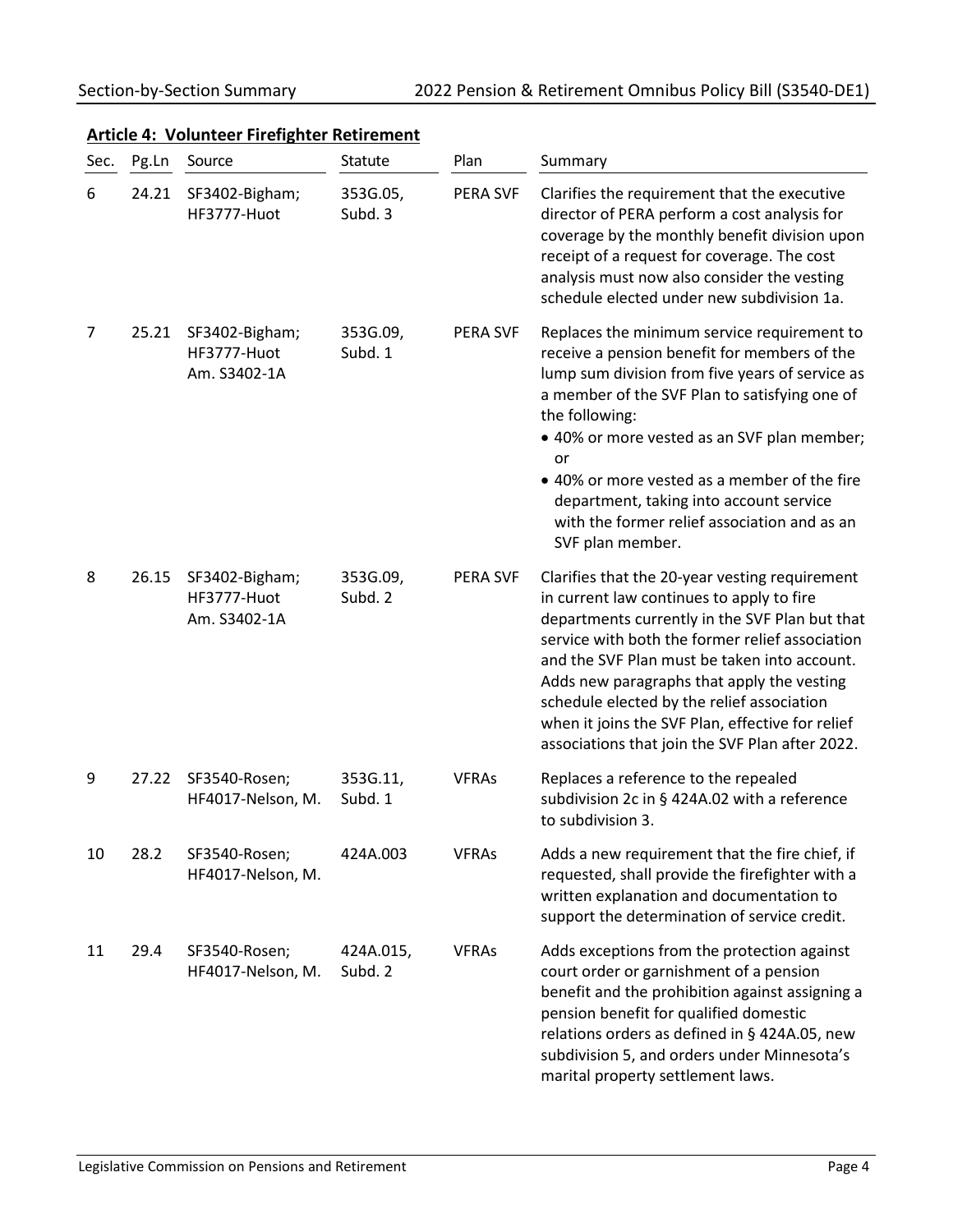**Article 4: Volunteer Firefighter Retirement**

| Sec. | Pg.Ln | Source | Statute | Plan | Summary |
|---|---|---|---|---|---|
| 6 | 24.21 | SF3402-Bigham; HF3777-Huot | 353G.05, Subd. 3 | PERA SVF | Clarifies the requirement that the executive director of PERA perform a cost analysis for coverage by the monthly benefit division upon receipt of a request for coverage. The cost analysis must now also consider the vesting schedule elected under new subdivision 1a. |
| 7 | 25.21 | SF3402-Bigham; HF3777-Huot Am. S3402-1A | 353G.09, Subd. 1 | PERA SVF | Replaces the minimum service requirement to receive a pension benefit for members of the lump sum division from five years of service as a member of the SVF Plan to satisfying one of the following: • 40% or more vested as an SVF plan member; or • 40% or more vested as a member of the fire department, taking into account service with the former relief association and as an SVF plan member. |
| 8 | 26.15 | SF3402-Bigham; HF3777-Huot Am. S3402-1A | 353G.09, Subd. 2 | PERA SVF | Clarifies that the 20-year vesting requirement in current law continues to apply to fire departments currently in the SVF Plan but that service with both the former relief association and the SVF Plan must be taken into account. Adds new paragraphs that apply the vesting schedule elected by the relief association when it joins the SVF Plan, effective for relief associations that join the SVF Plan after 2022. |
| 9 | 27.22 | SF3540-Rosen; HF4017-Nelson, M. | 353G.11, Subd. 1 | VFRAs | Replaces a reference to the repealed subdivision 2c in § 424A.02 with a reference to subdivision 3. |
| 10 | 28.2 | SF3540-Rosen; HF4017-Nelson, M. | 424A.003 | VFRAs | Adds a new requirement that the fire chief, if requested, shall provide the firefighter with a written explanation and documentation to support the determination of service credit. |
| 11 | 29.4 | SF3540-Rosen; HF4017-Nelson, M. | 424A.015, Subd. 2 | VFRAs | Adds exceptions from the protection against court order or garnishment of a pension benefit and the prohibition against assigning a pension benefit for qualified domestic relations orders as defined in § 424A.05, new subdivision 5, and orders under Minnesota's marital property settlement laws. |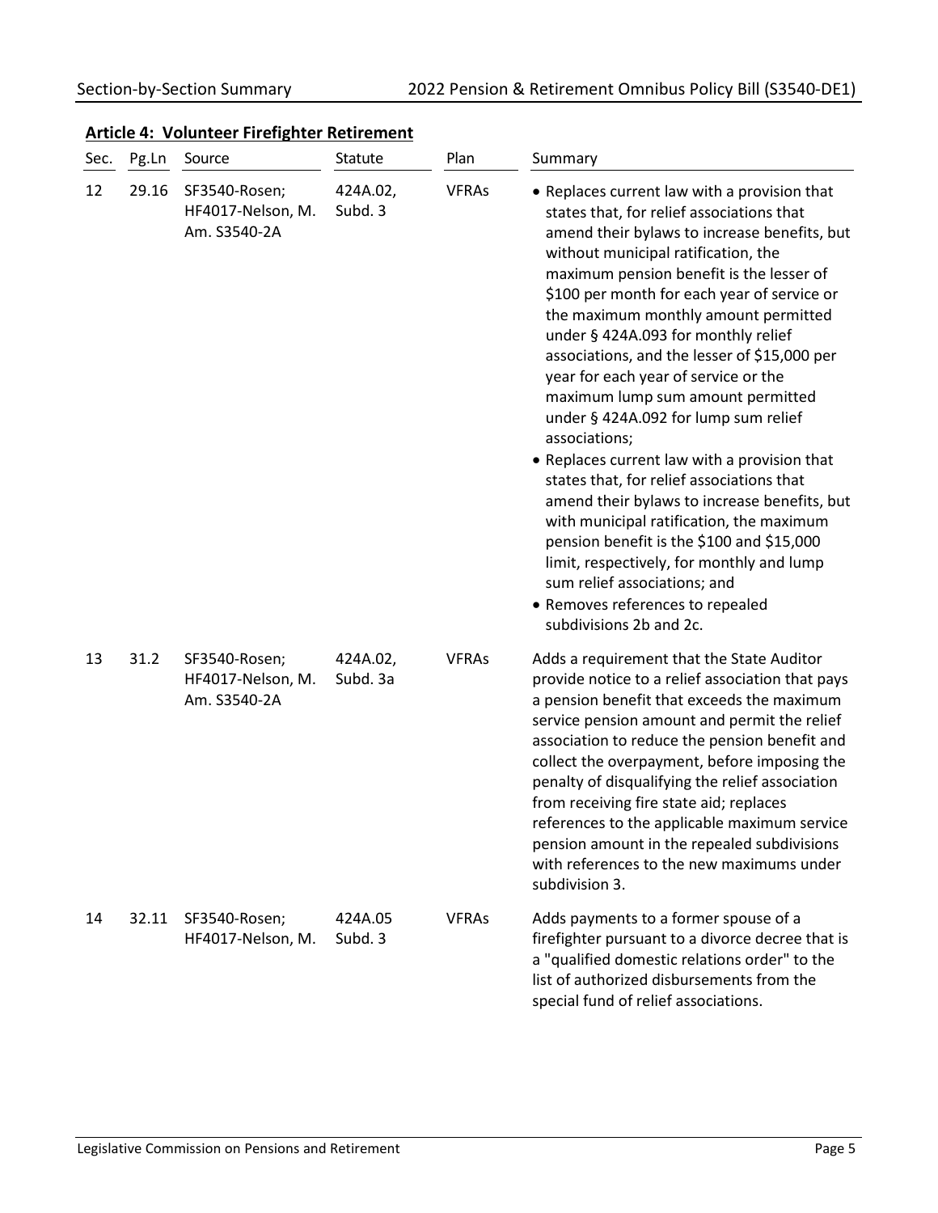## Article 4: Volunteer Firefighter Retirement

| Sec. | Pg.Ln | Source | Statute | Plan | Summary |
|---|---|---|---|---|---|
| 12 | 29.16 | SF3540-Rosen; HF4017-Nelson, M. Am. S3540-2A | 424A.02, Subd. 3 | VFRAs | • Replaces current law with a provision that states that, for relief associations that amend their bylaws to increase benefits, but without municipal ratification, the maximum pension benefit is the lesser of \$100 per month for each year of service or the maximum monthly amount permitted under § 424A.093 for monthly relief associations, and the lesser of \$15,000 per year for each year of service or the maximum lump sum amount permitted under § 424A.092 for lump sum relief associations;<br>• Replaces current law with a provision that states that, for relief associations that amend their bylaws to increase benefits, but with municipal ratification, the maximum pension benefit is the \$100 and \$15,000 limit, respectively, for monthly and lump sum relief associations; and<br>• Removes references to repealed subdivisions 2b and 2c. |
| 13 | 31.2 | SF3540-Rosen; HF4017-Nelson, M. Am. S3540-2A | 424A.02, Subd. 3a | VFRAs | Adds a requirement that the State Auditor provide notice to a relief association that pays a pension benefit that exceeds the maximum service pension amount and permit the relief association to reduce the pension benefit and collect the overpayment, before imposing the penalty of disqualifying the relief association from receiving fire state aid; replaces references to the applicable maximum service pension amount in the repealed subdivisions with references to the new maximums under subdivision 3. |
| 14 | 32.11 | SF3540-Rosen; HF4017-Nelson, M. | 424A.05 Subd. 3 | VFRAs | Adds payments to a former spouse of a firefighter pursuant to a divorce decree that is a "qualified domestic relations order" to the list of authorized disbursements from the special fund of relief associations. |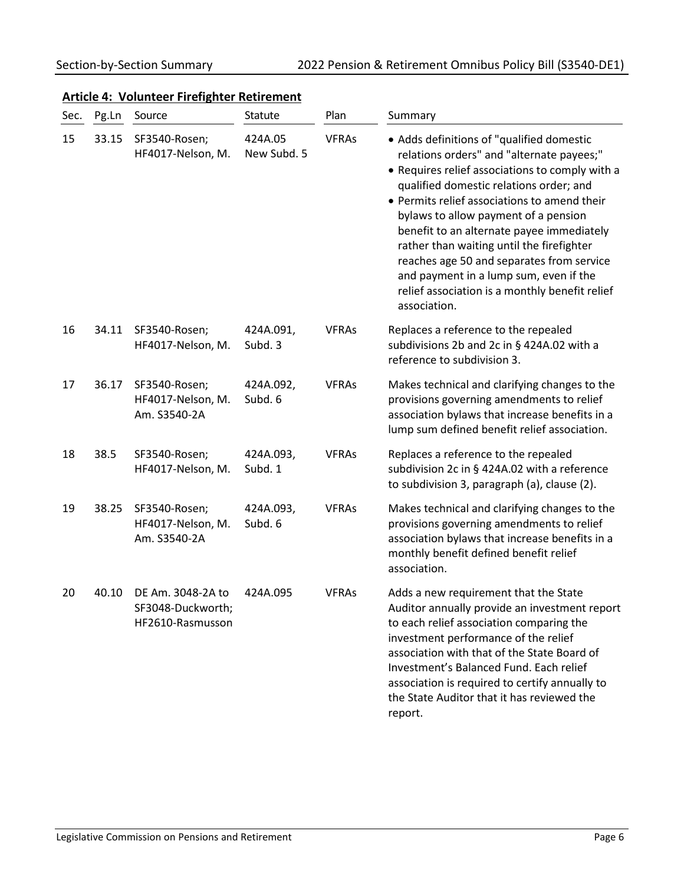**Article 4: Volunteer Firefighter Retirement**

| Sec. | Pg.Ln | Source | Statute | Plan | Summary |
|---|---|---|---|---|---|
| 15 | 33.15 | SF3540-Rosen; HF4017-Nelson, M. | 424A.05 New Subd. 5 | VFRAs | • Adds definitions of "qualified domestic relations orders" and "alternate payees;" • Requires relief associations to comply with a qualified domestic relations order; and • Permits relief associations to amend their bylaws to allow payment of a pension benefit to an alternate payee immediately rather than waiting until the firefighter reaches age 50 and separates from service and payment in a lump sum, even if the relief association is a monthly benefit relief association. |
| 16 | 34.11 | SF3540-Rosen; HF4017-Nelson, M. | 424A.091, Subd. 3 | VFRAs | Replaces a reference to the repealed subdivisions 2b and 2c in § 424A.02 with a reference to subdivision 3. |
| 17 | 36.17 | SF3540-Rosen; HF4017-Nelson, M. Am. S3540-2A | 424A.092, Subd. 6 | VFRAs | Makes technical and clarifying changes to the provisions governing amendments to relief association bylaws that increase benefits in a lump sum defined benefit relief association. |
| 18 | 38.5 | SF3540-Rosen; HF4017-Nelson, M. | 424A.093, Subd. 1 | VFRAs | Replaces a reference to the repealed subdivision 2c in § 424A.02 with a reference to subdivision 3, paragraph (a), clause (2). |
| 19 | 38.25 | SF3540-Rosen; HF4017-Nelson, M. Am. S3540-2A | 424A.093, Subd. 6 | VFRAs | Makes technical and clarifying changes to the provisions governing amendments to relief association bylaws that increase benefits in a monthly benefit defined benefit relief association. |
| 20 | 40.10 | DE Am. 3048-2A to SF3048-Duckworth; HF2610-Rasmusson | 424A.095 | VFRAs | Adds a new requirement that the State Auditor annually provide an investment report to each relief association comparing the investment performance of the relief association with that of the State Board of Investment's Balanced Fund. Each relief association is required to certify annually to the State Auditor that it has reviewed the report. |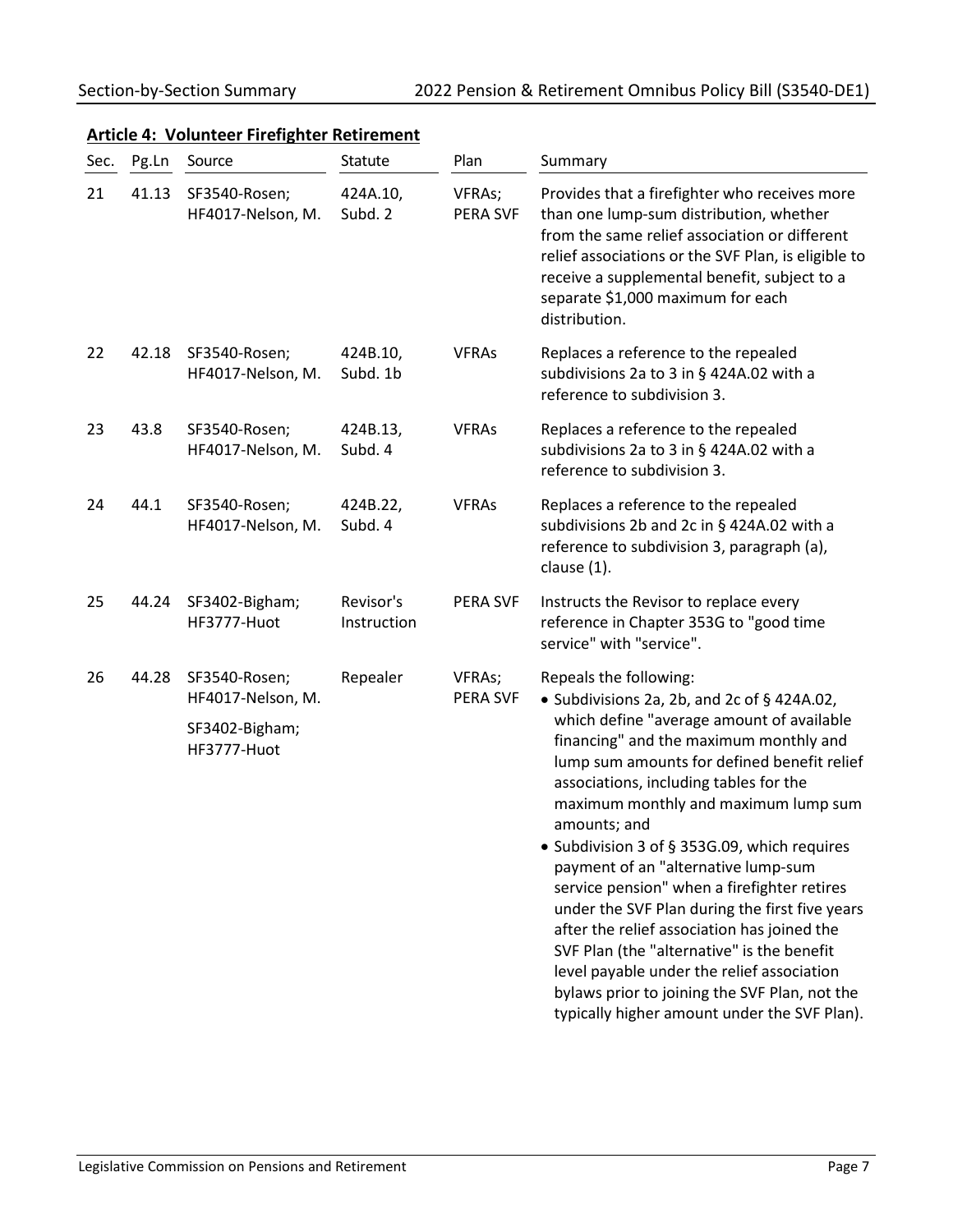**Article 4: Volunteer Firefighter Retirement**

| Sec. | Pg.Ln | Source | Statute | Plan | Summary |
|---|---|---|---|---|---|
| 21 | 41.13 | SF3540-Rosen; HF4017-Nelson, M. | 424A.10, Subd. 2 | VFRAs; PERA SVF | Provides that a firefighter who receives more than one lump-sum distribution, whether from the same relief association or different relief associations or the SVF Plan, is eligible to receive a supplemental benefit, subject to a separate $1,000 maximum for each distribution. |
| 22 | 42.18 | SF3540-Rosen; HF4017-Nelson, M. | 424B.10, Subd. 1b | VFRAs | Replaces a reference to the repealed subdivisions 2a to 3 in § 424A.02 with a reference to subdivision 3. |
| 23 | 43.8 | SF3540-Rosen; HF4017-Nelson, M. | 424B.13, Subd. 4 | VFRAs | Replaces a reference to the repealed subdivisions 2a to 3 in § 424A.02 with a reference to subdivision 3. |
| 24 | 44.1 | SF3540-Rosen; HF4017-Nelson, M. | 424B.22, Subd. 4 | VFRAs | Replaces a reference to the repealed subdivisions 2b and 2c in § 424A.02 with a reference to subdivision 3, paragraph (a), clause (1). |
| 25 | 44.24 | SF3402-Bigham; HF3777-Huot | Revisor's Instruction | PERA SVF | Instructs the Revisor to replace every reference in Chapter 353G to "good time service" with "service". |
| 26 | 44.28 | SF3540-Rosen; HF4017-Nelson, M.<br>SF3402-Bigham; HF3777-Huot | Repealer | VFRAs; PERA SVF | Repeals the following:<br>• Subdivisions 2a, 2b, and 2c of § 424A.02, which define "average amount of available financing" and the maximum monthly and lump sum amounts for defined benefit relief associations, including tables for the maximum monthly and maximum lump sum amounts; and<br>• Subdivision 3 of § 353G.09, which requires payment of an "alternative lump-sum service pension" when a firefighter retires under the SVF Plan during the first five years after the relief association has joined the SVF Plan (the "alternative" is the benefit level payable under the relief association bylaws prior to joining the SVF Plan, not the typically higher amount under the SVF Plan). |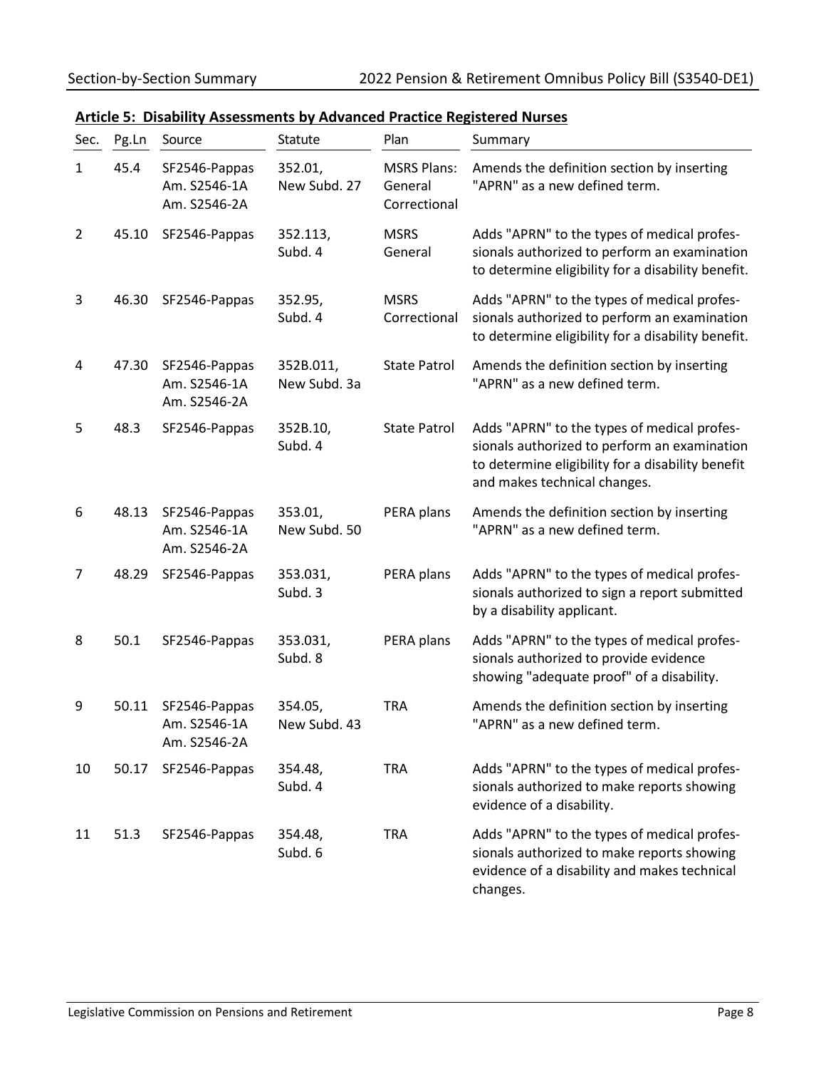## Article 5: Disability Assessments by Advanced Practice Registered Nurses

| Sec. | Pg.Ln | Source | Statute | Plan | Summary |
|---|---|---|---|---|---|
| 1 | 45.4 | SF2546-Pappas Am. S2546-1A Am. S2546-2A | 352.01, New Subd. 27 | MSRS Plans: General Correctional | Amends the definition section by inserting "APRN" as a new defined term. |
| 2 | 45.10 | SF2546-Pappas | 352.113, Subd. 4 | MSRS General | Adds "APRN" to the types of medical professionals authorized to perform an examination to determine eligibility for a disability benefit. |
| 3 | 46.30 | SF2546-Pappas | 352.95, Subd. 4 | MSRS Correctional | Adds "APRN" to the types of medical professionals authorized to perform an examination to determine eligibility for a disability benefit. |
| 4 | 47.30 | SF2546-Pappas Am. S2546-1A Am. S2546-2A | 352B.011, New Subd. 3a | State Patrol | Amends the definition section by inserting "APRN" as a new defined term. |
| 5 | 48.3 | SF2546-Pappas | 352B.10, Subd. 4 | State Patrol | Adds "APRN" to the types of medical professionals authorized to perform an examination to determine eligibility for a disability benefit and makes technical changes. |
| 6 | 48.13 | SF2546-Pappas Am. S2546-1A Am. S2546-2A | 353.01, New Subd. 50 | PERA plans | Amends the definition section by inserting "APRN" as a new defined term. |
| 7 | 48.29 | SF2546-Pappas | 353.031, Subd. 3 | PERA plans | Adds "APRN" to the types of medical professionals authorized to sign a report submitted by a disability applicant. |
| 8 | 50.1 | SF2546-Pappas | 353.031, Subd. 8 | PERA plans | Adds "APRN" to the types of medical professionals authorized to provide evidence showing "adequate proof" of a disability. |
| 9 | 50.11 | SF2546-Pappas Am. S2546-1A Am. S2546-2A | 354.05, New Subd. 43 | TRA | Amends the definition section by inserting "APRN" as a new defined term. |
| 10 | 50.17 | SF2546-Pappas | 354.48, Subd. 4 | TRA | Adds "APRN" to the types of medical professionals authorized to make reports showing evidence of a disability. |
| 11 | 51.3 | SF2546-Pappas | 354.48, Subd. 6 | TRA | Adds "APRN" to the types of medical professionals authorized to make reports showing evidence of a disability and makes technical changes. |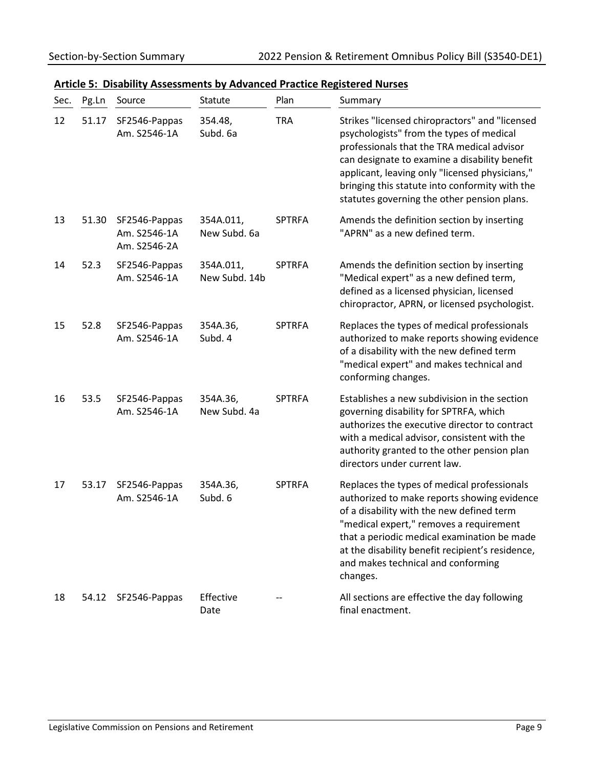## Article 5: Disability Assessments by Advanced Practice Registered Nurses

| Sec. | Pg.Ln | Source | Statute | Plan | Summary |
|---|---|---|---|---|---|
| 12 | 51.17 | SF2546-Pappas Am. S2546-1A | 354.48, Subd. 6a | TRA | Strikes "licensed chiropractors" and "licensed psychologists" from the types of medical professionals that the TRA medical advisor can designate to examine a disability benefit applicant, leaving only "licensed physicians," bringing this statute into conformity with the statutes governing the other pension plans. |
| 13 | 51.30 | SF2546-Pappas Am. S2546-1A Am. S2546-2A | 354A.011, New Subd. 6a | SPTRFA | Amends the definition section by inserting "APRN" as a new defined term. |
| 14 | 52.3 | SF2546-Pappas Am. S2546-1A | 354A.011, New Subd. 14b | SPTRFA | Amends the definition section by inserting "Medical expert" as a new defined term, defined as a licensed physician, licensed chiropractor, APRN, or licensed psychologist. |
| 15 | 52.8 | SF2546-Pappas Am. S2546-1A | 354A.36, Subd. 4 | SPTRFA | Replaces the types of medical professionals authorized to make reports showing evidence of a disability with the new defined term "medical expert" and makes technical and conforming changes. |
| 16 | 53.5 | SF2546-Pappas Am. S2546-1A | 354A.36, New Subd. 4a | SPTRFA | Establishes a new subdivision in the section governing disability for SPTRFA, which authorizes the executive director to contract with a medical advisor, consistent with the authority granted to the other pension plan directors under current law. |
| 17 | 53.17 | SF2546-Pappas Am. S2546-1A | 354A.36, Subd. 6 | SPTRFA | Replaces the types of medical professionals authorized to make reports showing evidence of a disability with the new defined term "medical expert," removes a requirement that a periodic medical examination be made at the disability benefit recipient's residence, and makes technical and conforming changes. |
| 18 | 54.12 | SF2546-Pappas | Effective Date | -- | All sections are effective the day following final enactment. |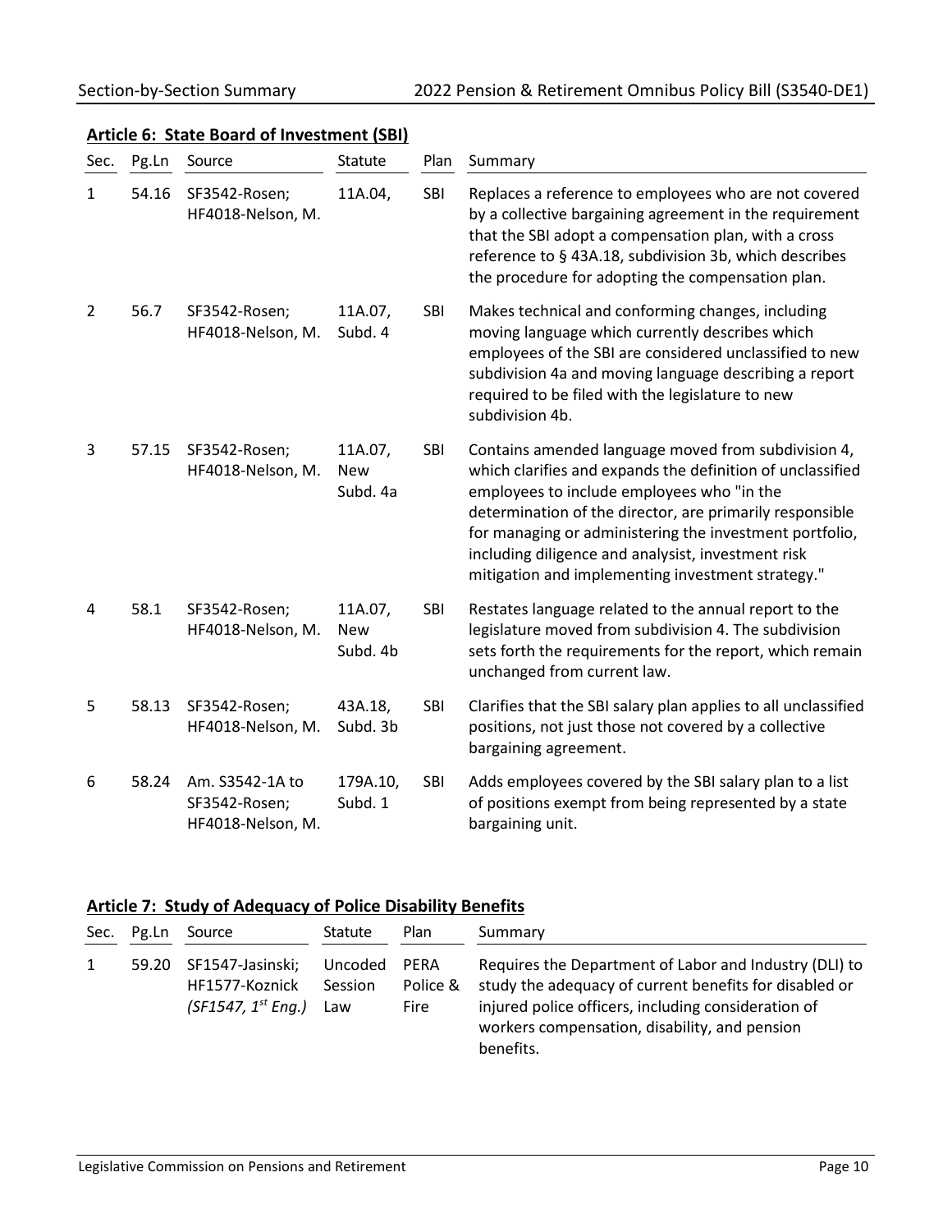### Article 6: State Board of Investment (SBI)

| Sec. | Pg.Ln | Source | Statute | Plan | Summary |
|---|---|---|---|---|---|
| 1 | 54.16 | SF3542-Rosen; HF4018-Nelson, M. | 11A.04, | SBI | Replaces a reference to employees who are not covered by a collective bargaining agreement in the requirement that the SBI adopt a compensation plan, with a cross reference to § 43A.18, subdivision 3b, which describes the procedure for adopting the compensation plan. |
| 2 | 56.7 | SF3542-Rosen; HF4018-Nelson, M. | 11A.07, Subd. 4 | SBI | Makes technical and conforming changes, including moving language which currently describes which employees of the SBI are considered unclassified to new subdivision 4a and moving language describing a report required to be filed with the legislature to new subdivision 4b. |
| 3 | 57.15 | SF3542-Rosen; HF4018-Nelson, M. | 11A.07, New Subd. 4a | SBI | Contains amended language moved from subdivision 4, which clarifies and expands the definition of unclassified employees to include employees who "in the determination of the director, are primarily responsible for managing or administering the investment portfolio, including diligence and analysist, investment risk mitigation and implementing investment strategy." |
| 4 | 58.1 | SF3542-Rosen; HF4018-Nelson, M. | 11A.07, New Subd. 4b | SBI | Restates language related to the annual report to the legislature moved from subdivision 4. The subdivision sets forth the requirements for the report, which remain unchanged from current law. |
| 5 | 58.13 | SF3542-Rosen; HF4018-Nelson, M. | 43A.18, Subd. 3b | SBI | Clarifies that the SBI salary plan applies to all unclassified positions, not just those not covered by a collective bargaining agreement. |
| 6 | 58.24 | Am. S3542-1A to SF3542-Rosen; HF4018-Nelson, M. | 179A.10, Subd. 1 | SBI | Adds employees covered by the SBI salary plan to a list of positions exempt from being represented by a state bargaining unit. |

### Article 7: Study of Adequacy of Police Disability Benefits

| Sec. | Pg.Ln | Source | Statute | Plan | Summary |
|---|---|---|---|---|---|
| 1 | 59.20 | SF1547-Jasinski; HF1577-Koznick *(SF1547, 1st Eng.)* | Uncoded Session Law | PERA Police & Fire | Requires the Department of Labor and Industry (DLI) to study the adequacy of current benefits for disabled or injured police officers, including consideration of workers compensation, disability, and pension benefits. |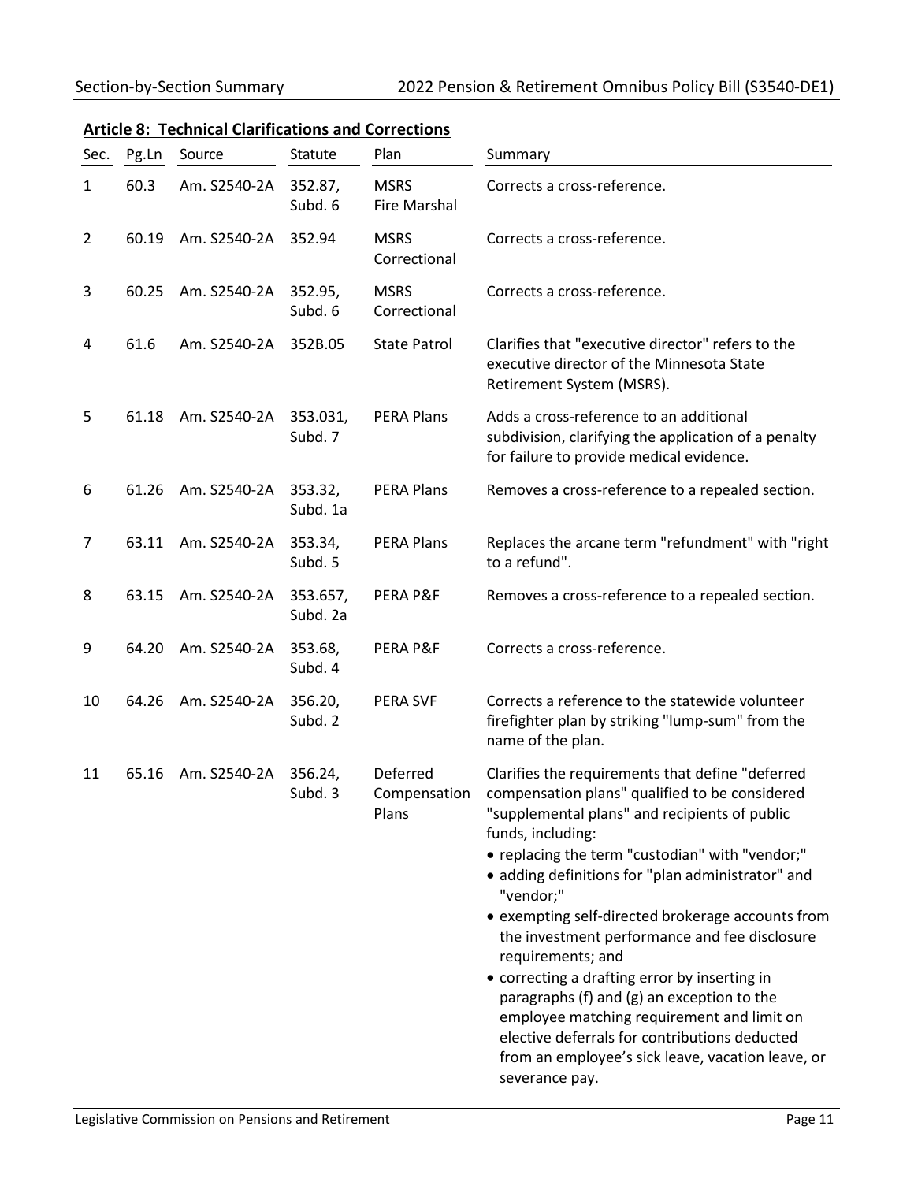**Article 8: Technical Clarifications and Corrections**

| Sec. | Pg.Ln | Source | Statute | Plan | Summary |
|---|---|---|---|---|---|
| 1 | 60.3 | Am. S2540-2A | 352.87, Subd. 6 | MSRS Fire Marshal | Corrects a cross-reference. |
| 2 | 60.19 | Am. S2540-2A | 352.94 | MSRS Correctional | Corrects a cross-reference. |
| 3 | 60.25 | Am. S2540-2A | 352.95, Subd. 6 | MSRS Correctional | Corrects a cross-reference. |
| 4 | 61.6 | Am. S2540-2A | 352B.05 | State Patrol | Clarifies that "executive director" refers to the executive director of the Minnesota State Retirement System (MSRS). |
| 5 | 61.18 | Am. S2540-2A | 353.031, Subd. 7 | PERA Plans | Adds a cross-reference to an additional subdivision, clarifying the application of a penalty for failure to provide medical evidence. |
| 6 | 61.26 | Am. S2540-2A | 353.32, Subd. 1a | PERA Plans | Removes a cross-reference to a repealed section. |
| 7 | 63.11 | Am. S2540-2A | 353.34, Subd. 5 | PERA Plans | Replaces the arcane term "refundment" with "right to a refund". |
| 8 | 63.15 | Am. S2540-2A | 353.657, Subd. 2a | PERA P&F | Removes a cross-reference to a repealed section. |
| 9 | 64.20 | Am. S2540-2A | 353.68, Subd. 4 | PERA P&F | Corrects a cross-reference. |
| 10 | 64.26 | Am. S2540-2A | 356.20, Subd. 2 | PERA SVF | Corrects a reference to the statewide volunteer firefighter plan by striking "lump-sum" from the name of the plan. |
| 11 | 65.16 | Am. S2540-2A | 356.24, Subd. 3 | Deferred Compensation Plans | Clarifies the requirements that define "deferred compensation plans" qualified to be considered "supplemental plans" and recipients of public funds, including:<br>• replacing the term "custodian" with "vendor;"<br>• adding definitions for "plan administrator" and "vendor;"<br>• exempting self-directed brokerage accounts from the investment performance and fee disclosure requirements; and<br>• correcting a drafting error by inserting in paragraphs (f) and (g) an exception to the employee matching requirement and limit on elective deferrals for contributions deducted from an employee's sick leave, vacation leave, or severance pay. |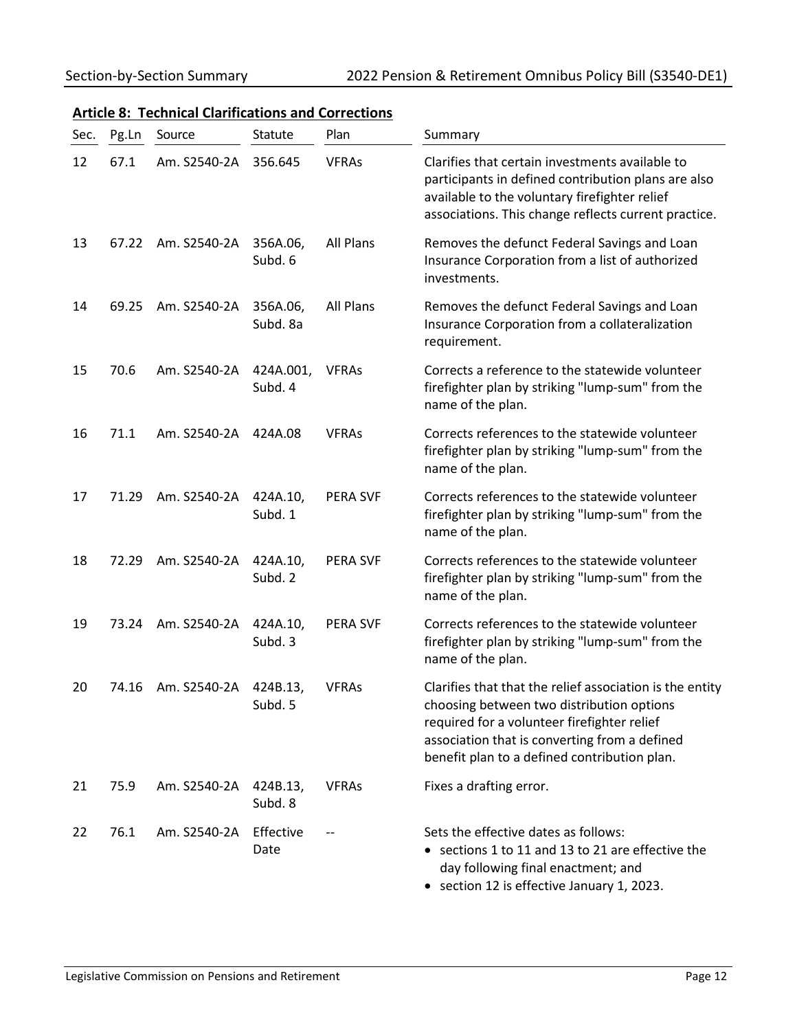**Article 8: Technical Clarifications and Corrections**

| Sec. | Pg.Ln | Source | Statute | Plan | Summary |
|---|---|---|---|---|---|
| 12 | 67.1 | Am. S2540-2A | 356.645 | VFRAs | Clarifies that certain investments available to participants in defined contribution plans are also available to the voluntary firefighter relief associations. This change reflects current practice. |
| 13 | 67.22 | Am. S2540-2A | 356A.06, Subd. 6 | All Plans | Removes the defunct Federal Savings and Loan Insurance Corporation from a list of authorized investments. |
| 14 | 69.25 | Am. S2540-2A | 356A.06, Subd. 8a | All Plans | Removes the defunct Federal Savings and Loan Insurance Corporation from a collateralization requirement. |
| 15 | 70.6 | Am. S2540-2A | 424A.001, Subd. 4 | VFRAs | Corrects a reference to the statewide volunteer firefighter plan by striking "lump-sum" from the name of the plan. |
| 16 | 71.1 | Am. S2540-2A | 424A.08 | VFRAs | Corrects references to the statewide volunteer firefighter plan by striking "lump-sum" from the name of the plan. |
| 17 | 71.29 | Am. S2540-2A | 424A.10, Subd. 1 | PERA SVF | Corrects references to the statewide volunteer firefighter plan by striking "lump-sum" from the name of the plan. |
| 18 | 72.29 | Am. S2540-2A | 424A.10, Subd. 2 | PERA SVF | Corrects references to the statewide volunteer firefighter plan by striking "lump-sum" from the name of the plan. |
| 19 | 73.24 | Am. S2540-2A | 424A.10, Subd. 3 | PERA SVF | Corrects references to the statewide volunteer firefighter plan by striking "lump-sum" from the name of the plan. |
| 20 | 74.16 | Am. S2540-2A | 424B.13, Subd. 5 | VFRAs | Clarifies that that the relief association is the entity choosing between two distribution options required for a volunteer firefighter relief association that is converting from a defined benefit plan to a defined contribution plan. |
| 21 | 75.9 | Am. S2540-2A | 424B.13, Subd. 8 | VFRAs | Fixes a drafting error. |
| 22 | 76.1 | Am. S2540-2A | Effective Date | -- | Sets the effective dates as follows:<br>• sections 1 to 11 and 13 to 21 are effective the day following final enactment; and<br>• section 12 is effective January 1, 2023. |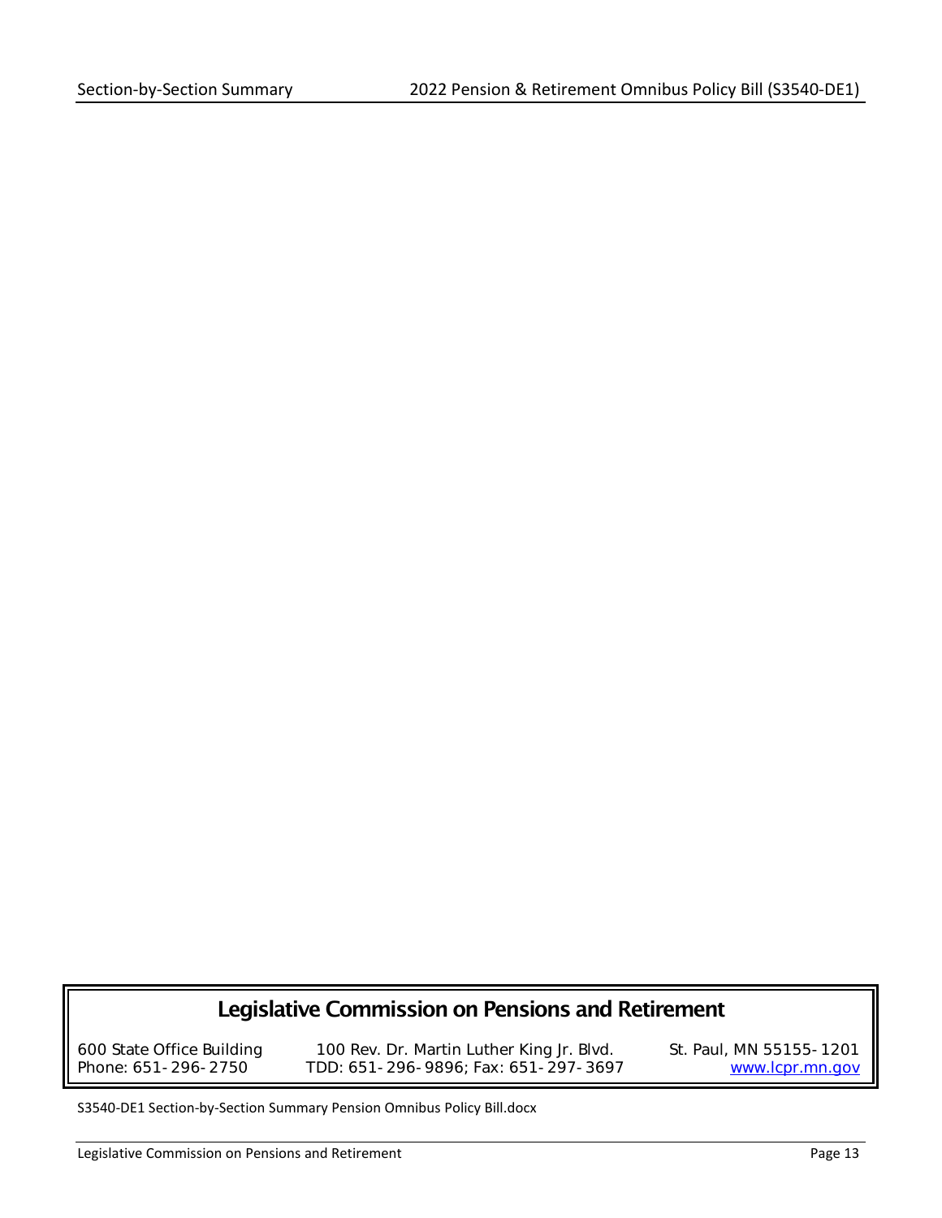## Legislative Commission on Pensions and Retirement

600 State Office Building | 100 Rev. Dr. Martin Luther King Jr. Blvd. | St. Paul, MN 55155-1201
Phone: 651-296-2750 | TDD: 651-296-9896; Fax: 651-297-3697 | www.lcpr.mn.gov

S3540-DE1 Section-by-Section Summary Pension Omnibus Policy Bill.docx